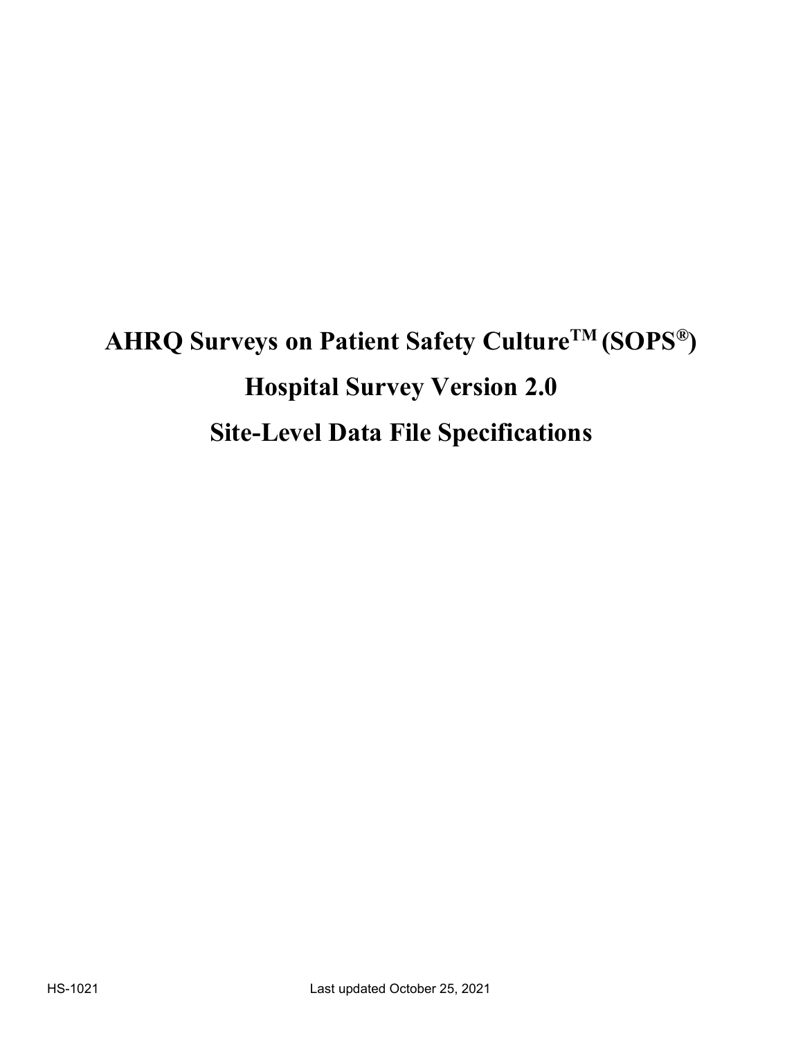# AHRQ Surveys on Patient Safety Culture™ (SOPS®)

# Hospital Survey Version 2.0

# Site-Level Data File Specifications

HS-1021 Last updated October 25, 2021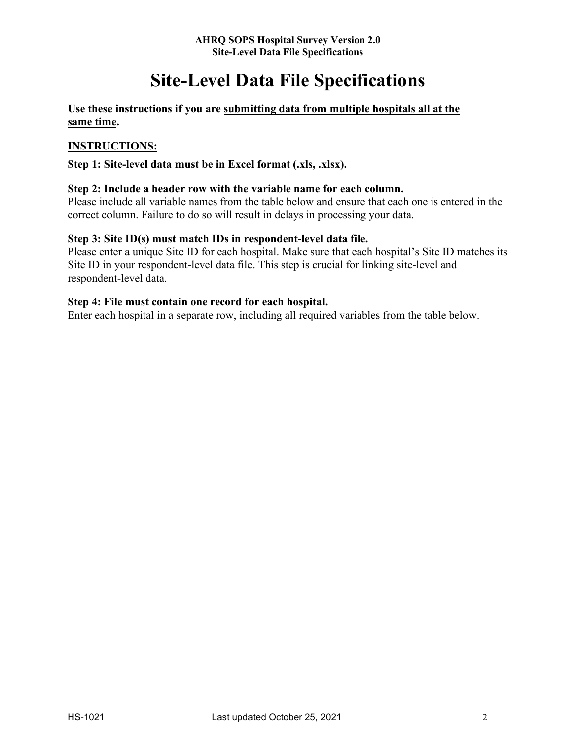# Site-Level Data File Specifications

**Use these instructions if you are <u>submitting data from multiple hospitals all at the same time</u>.**

**<u>INSTRUCTIONS:</u>**

**Step 1: Site-level data must be in Excel format (.xls, .xlsx).**

**Step 2: Include a header row with the variable name for each column.**

Please include all variable names from the table below and ensure that each one is entered in the correct column. Failure to do so will result in delays in processing your data.

**Step 3: Site ID(s) must match IDs in respondent-level data file.**

Please enter a unique Site ID for each hospital. Make sure that each hospital's Site ID matches its Site ID in your respondent-level data file. This step is crucial for linking site-level and respondent-level data.

**Step 4: File must contain one record for each hospital.**

Enter each hospital in a separate row, including all required variables from the table below.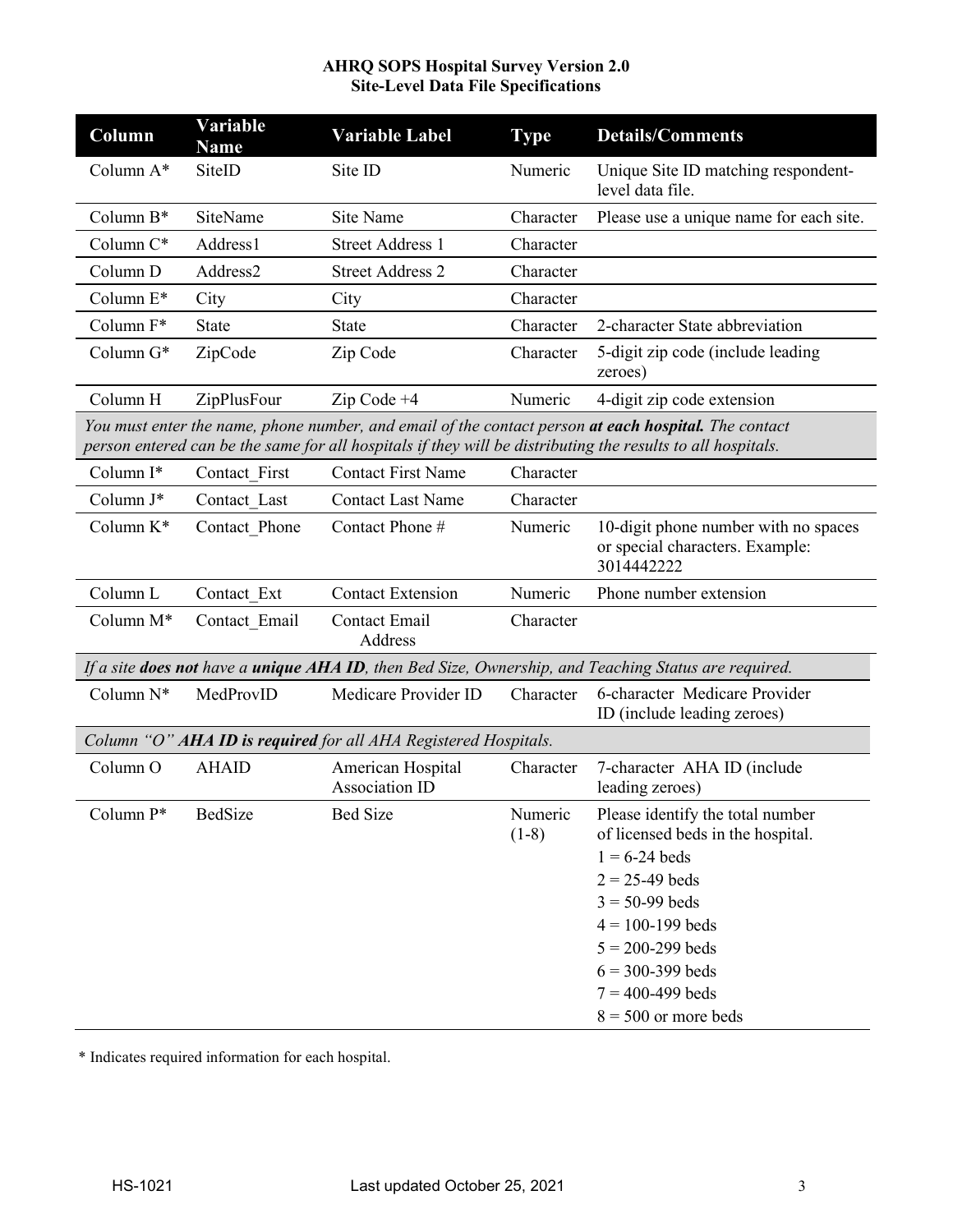**AHRQ SOPS Hospital Survey Version 2.0**
**Site-Level Data File Specifications**

| Column | Variable Name | Variable Label | Type | Details/Comments |
|---|---|---|---|---|
| Column A* | SiteID | Site ID | Numeric | Unique Site ID matching respondent-level data file. |
| Column B* | SiteName | Site Name | Character | Please use a unique name for each site. |
| Column C* | Address1 | Street Address 1 | Character | |
| Column D | Address2 | Street Address 2 | Character | |
| Column E* | City | City | Character | |
| Column F* | State | State | Character | 2-character State abbreviation |
| Column G* | ZipCode | Zip Code | Character | 5-digit zip code (include leading zeroes) |
| Column H | ZipPlusFour | Zip Code +4 | Numeric | 4-digit zip code extension |
| *You must enter the name, phone number, and email of the contact person **at each hospital.** The contact person entered can be the same for all hospitals if they will be distributing the results to all hospitals.* | | | | |
| Column I* | Contact_First | Contact First Name | Character | |
| Column J* | Contact_Last | Contact Last Name | Character | |
| Column K* | Contact_Phone | Contact Phone # | Numeric | 10-digit phone number with no spaces or special characters. Example: 3014442222 |
| Column L | Contact_Ext | Contact Extension | Numeric | Phone number extension |
| Column M* | Contact_Email | Contact Email Address | Character | |
| *If a site **does not** have a **unique AHA ID**, then Bed Size, Ownership, and Teaching Status are required.* | | | | |
| Column N* | MedProvID | Medicare Provider ID | Character | 6-character Medicare Provider ID (include leading zeroes) |
| *Column "O" **AHA ID is required** for all AHA Registered Hospitals.* | | | | |
| Column O | AHAID | American Hospital Association ID | Character | 7-character AHA ID (include leading zeroes) |
| Column P* | BedSize | Bed Size | Numeric (1-8) | Please identify the total number of licensed beds in the hospital.<br>1 = 6-24 beds<br>2 = 25-49 beds<br>3 = 50-99 beds<br>4 = 100-199 beds<br>5 = 200-299 beds<br>6 = 300-399 beds<br>7 = 400-499 beds<br>8 = 500 or more beds |

* Indicates required information for each hospital.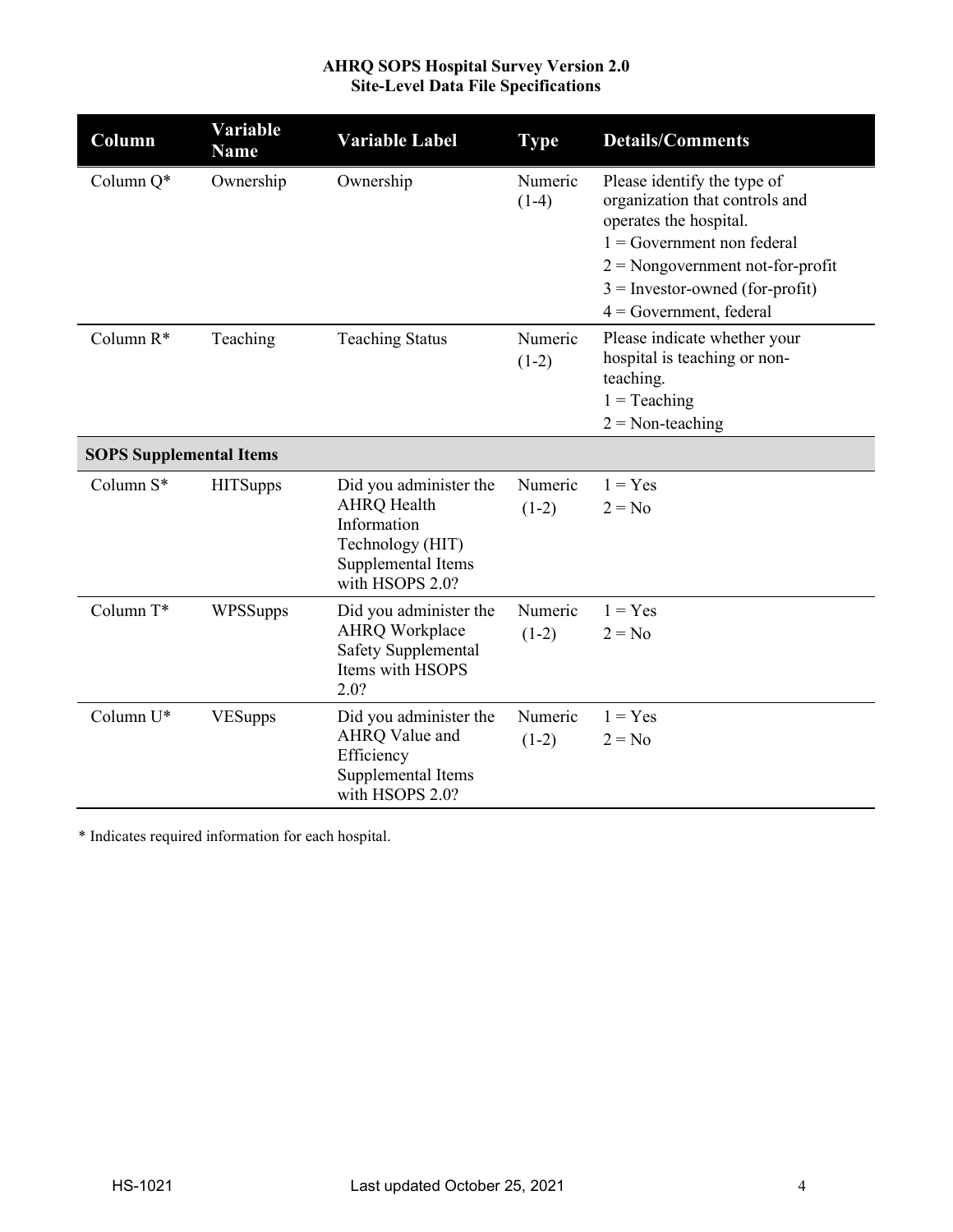**AHRQ SOPS Hospital Survey Version 2.0**
**Site-Level Data File Specifications**

| Column | Variable Name | Variable Label | Type | Details/Comments |
|---|---|---|---|---|
| Column Q* | Ownership | Ownership | Numeric (1-4) | Please identify the type of organization that controls and operates the hospital.<br>1 = Government non federal<br>2 = Nongovernment not-for-profit<br>3 = Investor-owned (for-profit)<br>4 = Government, federal |
| Column R* | Teaching | Teaching Status | Numeric (1-2) | Please indicate whether your hospital is teaching or non-teaching.<br>1 = Teaching<br>2 = Non-teaching |
| **SOPS Supplemental Items** | | | | |
| Column S* | HITSupps | Did you administer the AHRQ Health Information Technology (HIT) Supplemental Items with HSOPS 2.0? | Numeric (1-2) | 1 = Yes<br>2 = No |
| Column T* | WPSSupps | Did you administer the AHRQ Workplace Safety Supplemental Items with HSOPS 2.0? | Numeric (1-2) | 1 = Yes<br>2 = No |
| Column U* | VESupps | Did you administer the AHRQ Value and Efficiency Supplemental Items with HSOPS 2.0? | Numeric (1-2) | 1 = Yes<br>2 = No |

* Indicates required information for each hospital.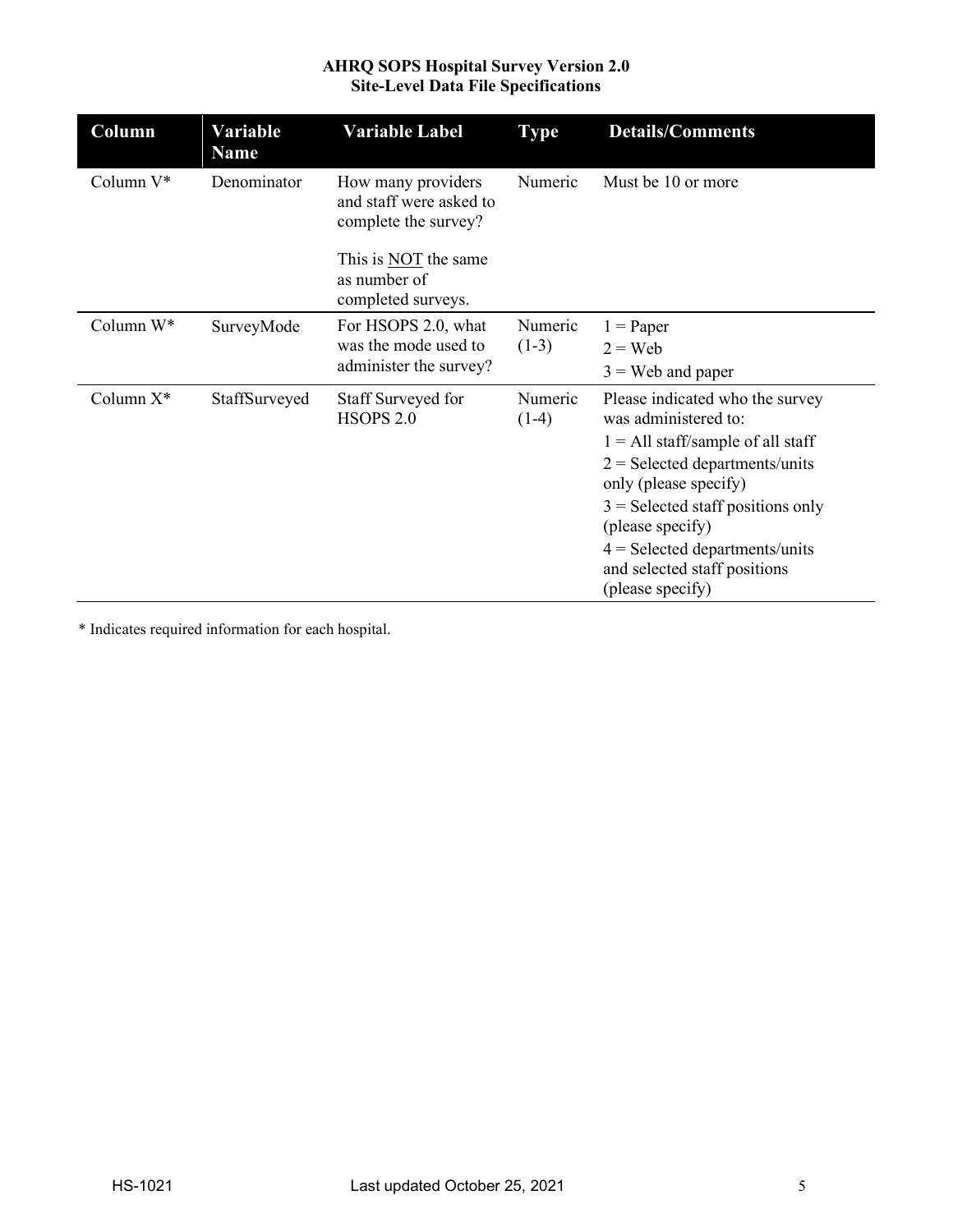**AHRQ SOPS Hospital Survey Version 2.0**
**Site-Level Data File Specifications**

| Column | Variable Name | Variable Label | Type | Details/Comments |
|---|---|---|---|---|
| Column V* | Denominator | How many providers and staff were asked to complete the survey?<br><br>This is NOT the same as number of completed surveys. | Numeric | Must be 10 or more |
| Column W* | SurveyMode | For HSOPS 2.0, what was the mode used to administer the survey? | Numeric (1-3) | 1 = Paper<br>2 = Web<br>3 = Web and paper |
| Column X* | StaffSurveyed | Staff Surveyed for HSOPS 2.0 | Numeric (1-4) | Please indicated who the survey was administered to:<br>1 = All staff/sample of all staff<br>2 = Selected departments/units only (please specify)<br>3 = Selected staff positions only (please specify)<br>4 = Selected departments/units and selected staff positions (please specify) |

* Indicates required information for each hospital.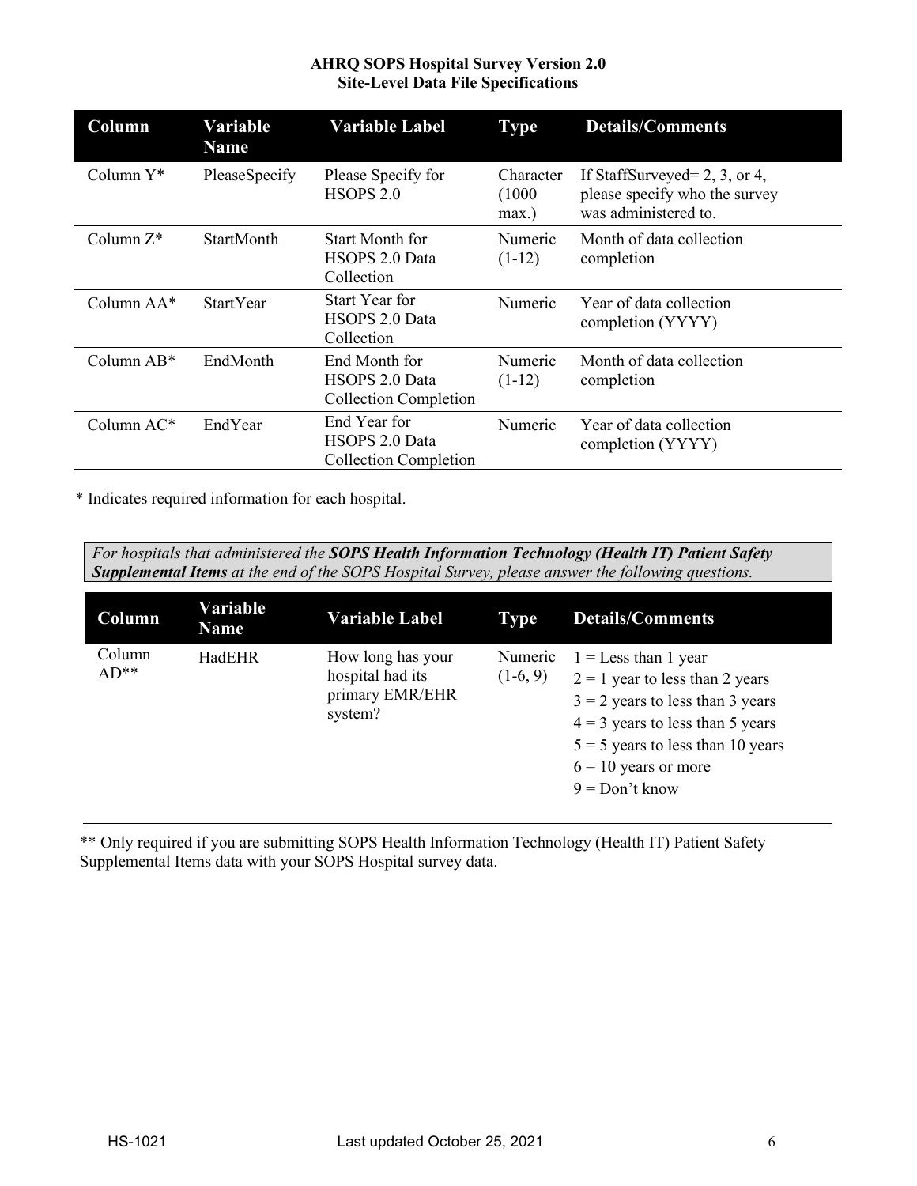**AHRQ SOPS Hospital Survey Version 2.0**
**Site-Level Data File Specifications**

| Column | Variable Name | Variable Label | Type | Details/Comments |
|---|---|---|---|---|
| Column Y* | PleaseSpecify | Please Specify for HSOPS 2.0 | Character (1000 max.) | If StaffSurveyed= 2, 3, or 4, please specify who the survey was administered to. |
| Column Z* | StartMonth | Start Month for HSOPS 2.0 Data Collection | Numeric (1-12) | Month of data collection completion |
| Column AA* | StartYear | Start Year for HSOPS 2.0 Data Collection | Numeric | Year of data collection completion (YYYY) |
| Column AB* | EndMonth | End Month for HSOPS 2.0 Data Collection Completion | Numeric (1-12) | Month of data collection completion |
| Column AC* | EndYear | End Year for HSOPS 2.0 Data Collection Completion | Numeric | Year of data collection completion (YYYY) |

* Indicates required information for each hospital.

*For hospitals that administered the **SOPS Health Information Technology (Health IT) Patient Safety Supplemental Items** at the end of the SOPS Hospital Survey, please answer the following questions.*

| Column | Variable Name | Variable Label | Type | Details/Comments |
|---|---|---|---|---|
| Column AD** | HadEHR | How long has your hospital had its primary EMR/EHR system? | Numeric (1-6, 9) | 1 = Less than 1 year<br>2 = 1 year to less than 2 years<br>3 = 2 years to less than 3 years<br>4 = 3 years to less than 5 years<br>5 = 5 years to less than 10 years<br>6 = 10 years or more<br>9 = Don't know |

** Only required if you are submitting SOPS Health Information Technology (Health IT) Patient Safety Supplemental Items data with your SOPS Hospital survey data.